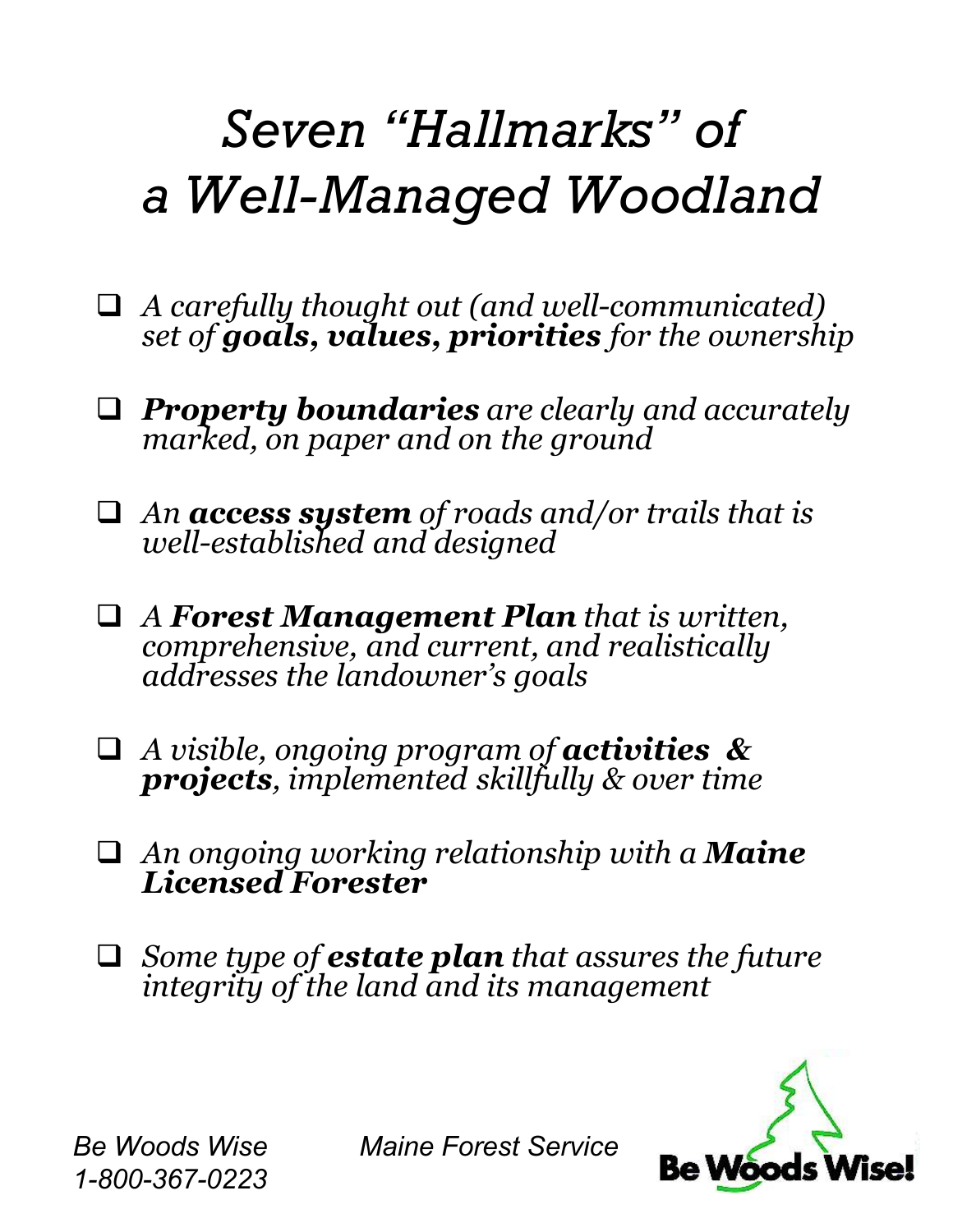# *Seven "Hallmarks" of a Well-Managed Woodland*

- [ ] *A carefully thought out (and well-communicated) set of **goals, values, priorities** for the ownership*
- [ ] ***Property boundaries** are clearly and accurately marked, on paper and on the ground*
- [ ] *An **access system** of roads and/or trails that is well-established and designed*
- [ ] *A **Forest Management Plan** that is written, comprehensive, and current, and realistically addresses the landowner's goals*
- [ ] *A visible, ongoing program of **activities & projects**, implemented skillfully & over time*
- [ ] *An ongoing working relationship with a **Maine Licensed Forester***
- [ ] *Some type of **estate plan** that assures the future integrity of the land and its management*

*Be Woods Wise*
*1-800-367-0223*

*Maine Forest Service*

Be Woods Wise!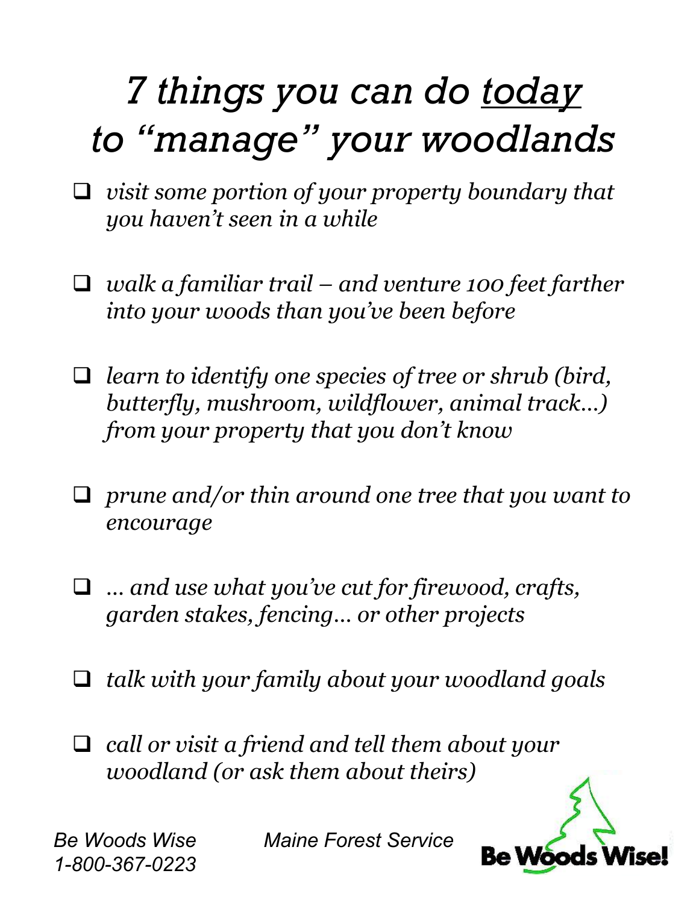# *7 things you can do* *<u>today</u>* *to "manage" your woodlands*

- [ ] *visit some portion of your property boundary that you haven't seen in a while*
- [ ] *walk a familiar trail – and venture 100 feet farther into your woods than you've been before*
- [ ] *learn to identify one species of tree or shrub (bird, butterfly, mushroom, wildflower, animal track…) from your property that you don't know*
- [ ] *prune and/or thin around one tree that you want to encourage*
- [ ] *… and use what you've cut for firewood, crafts, garden stakes, fencing… or other projects*
- [ ] *talk with your family about your woodland goals*
- [ ] *call or visit a friend and tell them about your woodland (or ask them about theirs)*

*Be Woods Wise*
*1-800-367-0223*

*Maine Forest Service*

**Be Woods Wise!**